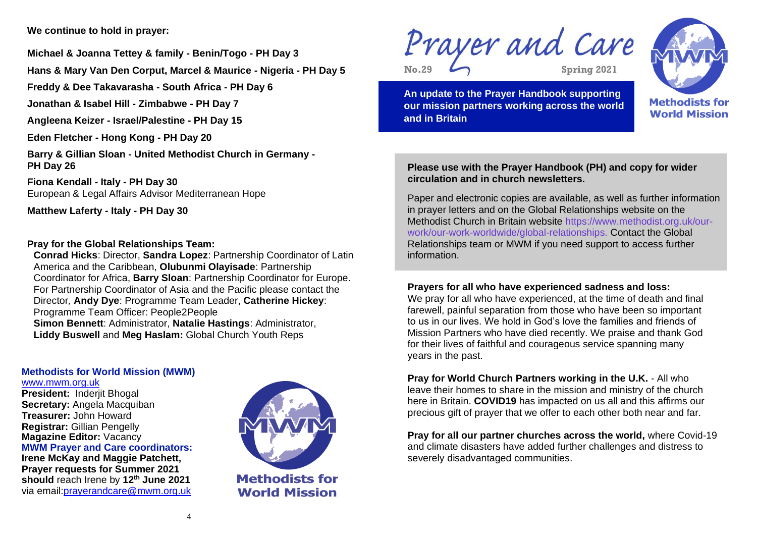**We continue to hold in prayer:**

**Michael & Joanna Tettey & family - Benin/Togo - PH Day 3**

**Hans & Mary Van Den Corput, Marcel & Maurice - Nigeria - PH Day 5**

**Freddy & Dee Takavarasha - South Africa - PH Day 6**

**Jonathan & Isabel Hill - Zimbabwe - PH Day 7**

**Angleena Keizer - Israel/Palestine - PH Day 15**

**Eden Fletcher - Hong Kong - PH Day 20**

**Barry & Gillian Sloan - United Methodist Church in Germany - PH Day 26**

**Fiona Kendall - Italy - PH Day 30**
European & Legal Affairs Advisor Mediterranean Hope

**Matthew Laferty - Italy - PH Day 30**

**Pray for the Global Relationships Team:**
**Conrad Hicks**: Director, **Sandra Lopez**: Partnership Coordinator of Latin America and the Caribbean, **Olubunmi Olayisade**: Partnership Coordinator for Africa, **Barry Sloan**: Partnership Coordinator for Europe. For Partnership Coordinator of Asia and the Pacific please contact the Director, **Andy Dye**: Programme Team Leader, **Catherine Hickey**: Programme Team Officer: People2People
**Simon Bennett**: Administrator, **Natalie Hastings**: Administrator, **Liddy Buswell** and **Meg Haslam:** Global Church Youth Reps

**Methodists for World Mission (MWM)**
www.mwm.org.uk
**President:** Inderjit Bhogal
**Secretary:** Angela Macquiban
**Treasurer:** John Howard
**Registrar:** Gillian Pengelly
**Magazine Editor:** Vacancy
**MWM Prayer and Care coordinators:**
**Irene McKay and Maggie Patchett,**
**Prayer requests for Summer 2021 should** reach Irene by **12th June 2021** via email:prayerandcare@mwm.org.uk

Methodists for World Mission

# Prayer and Care

**No.29** **Spring 2021**

**An update to the Prayer Handbook supporting our mission partners working across the world and in Britain**

Methodists for World Mission

**Please use with the Prayer Handbook (PH) and copy for wider circulation and in church newsletters.**

Paper and electronic copies are available, as well as further information in prayer letters and on the Global Relationships website on the Methodist Church in Britain website https://www.methodist.org.uk/our-work/our-work-worldwide/global-relationships. Contact the Global Relationships team or MWM if you need support to access further information.

**Prayers for all who have experienced sadness and loss:**
We pray for all who have experienced, at the time of death and final farewell, painful separation from those who have been so important to us in our lives. We hold in God's love the families and friends of Mission Partners who have died recently. We praise and thank God for their lives of faithful and courageous service spanning many years in the past.

**Pray for World Church Partners working in the U.K.** - All who leave their homes to share in the mission and ministry of the church here in Britain. **COVID19** has impacted on us all and this affirms our precious gift of prayer that we offer to each other both near and far.

**Pray for all our partner churches across the world,** where Covid-19 and climate disasters have added further challenges and distress to severely disadvantaged communities.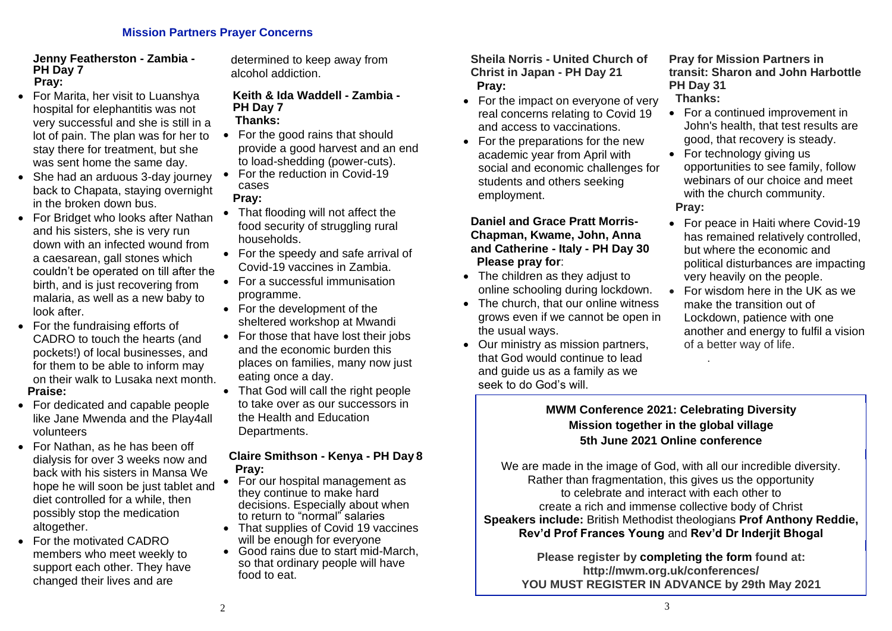## Mission Partners Prayer Concerns

**Jenny Featherston - Zambia - PH Day 7**
**Pray:**

- For Marita, her visit to Luanshya hospital for elephantitis was not very successful and she is still in a lot of pain. The plan was for her to stay there for treatment, but she was sent home the same day.
- She had an arduous 3-day journey back to Chapata, staying overnight in the broken down bus.
- For Bridget who looks after Nathan and his sisters, she is very run down with an infected wound from a caesarean, gall stones which couldn't be operated on till after the birth, and is just recovering from malaria, as well as a new baby to look after.
- For the fundraising efforts of CADRO to touch the hearts (and pockets!) of local businesses, and for them to be able to inform may on their walk to Lusaka next month.

**Praise:**

- For dedicated and capable people like Jane Mwenda and the Play4all volunteers
- For Nathan, as he has been off dialysis for over 3 weeks now and back with his sisters in Mansa We hope he will soon be just tablet and diet controlled for a while, then possibly stop the medication altogether.
- For the motivated CADRO members who meet weekly to support each other. They have changed their lives and are determined to keep away from alcohol addiction.

**Keith & Ida Waddell - Zambia - PH Day 7**
**Thanks:**

- For the good rains that should provide a good harvest and an end to load-shedding (power-cuts).
- For the reduction in Covid-19 cases

**Pray:**

- That flooding will not affect the food security of struggling rural households.
- For the speedy and safe arrival of Covid-19 vaccines in Zambia.
- For a successful immunisation programme.
- For the development of the sheltered workshop at Mwandi
- For those that have lost their jobs and the economic burden this places on families, many now just eating once a day.
- That God will call the right people to take over as our successors in the Health and Education Departments.

**Claire Smithson - Kenya - PH Day 8**
**Pray:**

- For our hospital management as they continue to make hard decisions. Especially about when to return to "normal" salaries
- That supplies of Covid 19 vaccines will be enough for everyone
- Good rains due to start mid-March, so that ordinary people will have food to eat.

**Sheila Norris - United Church of Christ in Japan - PH Day 21**
**Pray:**

- For the impact on everyone of very real concerns relating to Covid 19 and access to vaccinations.
- For the preparations for the new academic year from April with social and economic challenges for students and others seeking employment.

**Daniel and Grace Pratt Morris-Chapman, Kwame, John, Anna and Catherine - Italy - PH Day 30**
**Please pray for**:

- The children as they adjust to online schooling during lockdown.
- The church, that our online witness grows even if we cannot be open in the usual ways.
- Our ministry as mission partners, that God would continue to lead and guide us as a family as we seek to do God's will.

**Pray for Mission Partners in transit: Sharon and John Harbottle PH Day 31**
**Thanks:**

- For a continued improvement in John's health, that test results are good, that recovery is steady.
- For technology giving us opportunities to see family, follow webinars of our choice and meet with the church community.

**Pray:**

- For peace in Haiti where Covid-19 has remained relatively controlled, but where the economic and political disturbances are impacting very heavily on the people.
- For wisdom here in the UK as we make the transition out of Lockdown, patience with one another and energy to fulfil a vision of a better way of life.

**MWM Conference 2021: Celebrating Diversity**
**Mission together in the global village**
**5th June 2021 Online conference**

We are made in the image of God, with all our incredible diversity. Rather than fragmentation, this gives us the opportunity to celebrate and interact with each other to create a rich and immense collective body of Christ
**Speakers include:** British Methodist theologians **Prof Anthony Reddie, Rev'd Prof Frances Young** and **Rev'd Dr Inderjit Bhogal**

**Please register by completing the form found at:**
**http://mwm.org.uk/conferences/**
**YOU MUST REGISTER IN ADVANCE by 29th May 2021**